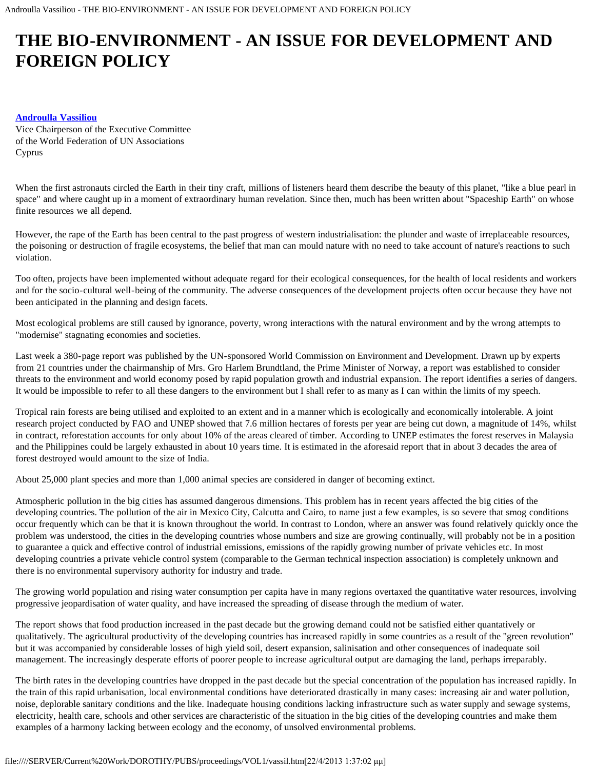# THE BIO-ENVIRONMENT - AN ISSUE FOR DEVELOPMENT AND FOREIGN POLICY

**Androulla Vassiliou**
Vice Chairperson of the Executive Committee
of the World Federation of UN Associations
Cyprus

When the first astronauts circled the Earth in their tiny craft, millions of listeners heard them describe the beauty of this planet, "like a blue pearl in space" and where caught up in a moment of extraordinary human revelation. Since then, much has been written about "Spaceship Earth" on whose finite resources we all depend.

However, the rape of the Earth has been central to the past progress of western industrialisation: the plunder and waste of irreplaceable resources, the poisoning or destruction of fragile ecosystems, the belief that man can mould nature with no need to take account of nature's reactions to such violation.

Too often, projects have been implemented without adequate regard for their ecological consequences, for the health of local residents and workers and for the socio-cultural well-being of the community. The adverse consequences of the development projects often occur because they have not been anticipated in the planning and design facets.

Most ecological problems are still caused by ignorance, poverty, wrong interactions with the natural environment and by the wrong attempts to "modernise" stagnating economies and societies.

Last week a 380-page report was published by the UN-sponsored World Commission on Environment and Development. Drawn up by experts from 21 countries under the chairmanship of Mrs. Gro Harlem Brundtland, the Prime Minister of Norway, a report was established to consider threats to the environment and world economy posed by rapid population growth and industrial expansion. The report identifies a series of dangers. It would be impossible to refer to all these dangers to the environment but I shall refer to as many as I can within the limits of my speech.

Tropical rain forests are being utilised and exploited to an extent and in a manner which is ecologically and economically intolerable. A joint research project conducted by FAO and UNEP showed that 7.6 million hectares of forests per year are being cut down, a magnitude of 14%, whilst in contract, reforestation accounts for only about 10% of the areas cleared of timber. According to UNEP estimates the forest reserves in Malaysia and the Philippines could be largely exhausted in about 10 years time. It is estimated in the aforesaid report that in about 3 decades the area of forest destroyed would amount to the size of India.

About 25,000 plant species and more than 1,000 animal species are considered in danger of becoming extinct.

Atmospheric pollution in the big cities has assumed dangerous dimensions. This problem has in recent years affected the big cities of the developing countries. The pollution of the air in Mexico City, Calcutta and Cairo, to name just a few examples, is so severe that smog conditions occur frequently which can be that it is known throughout the world. In contrast to London, where an answer was found relatively quickly once the problem was understood, the cities in the developing countries whose numbers and size are growing continually, will probably not be in a position to guarantee a quick and effective control of industrial emissions, emissions of the rapidly growing number of private vehicles etc. In most developing countries a private vehicle control system (comparable to the German technical inspection association) is completely unknown and there is no environmental supervisory authority for industry and trade.

The growing world population and rising water consumption per capita have in many regions overtaxed the quantitative water resources, involving progressive jeopardisation of water quality, and have increased the spreading of disease through the medium of water.

The report shows that food production increased in the past decade but the growing demand could not be satisfied either quantatively or qualitatively. The agricultural productivity of the developing countries has increased rapidly in some countries as a result of the "green revolution" but it was accompanied by considerable losses of high yield soil, desert expansion, salinisation and other consequences of inadequate soil management. The increasingly desperate efforts of poorer people to increase agricultural output are damaging the land, perhaps irreparably.

The birth rates in the developing countries have dropped in the past decade but the special concentration of the population has increased rapidly. In the train of this rapid urbanisation, local environmental conditions have deteriorated drastically in many cases: increasing air and water pollution, noise, deplorable sanitary conditions and the like. Inadequate housing conditions lacking infrastructure such as water supply and sewage systems, electricity, health care, schools and other services are characteristic of the situation in the big cities of the developing countries and make them examples of a harmony lacking between ecology and the economy, of unsolved environmental problems.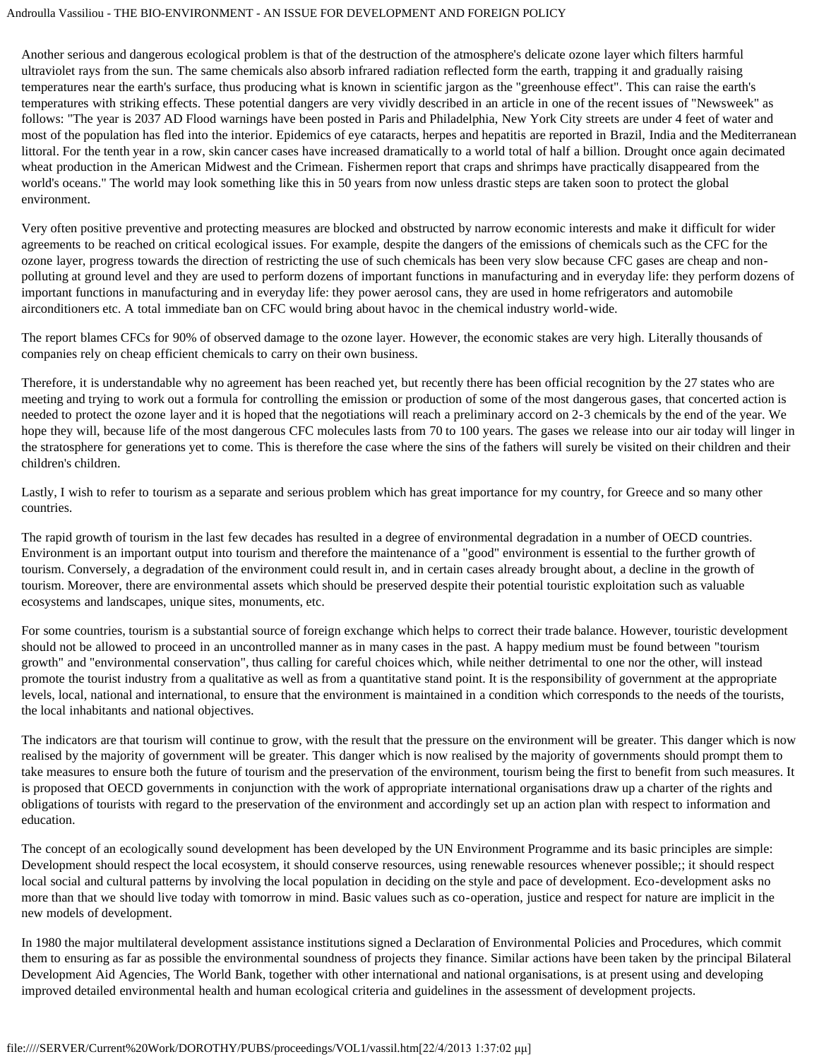Another serious and dangerous ecological problem is that of the destruction of the atmosphere's delicate ozone layer which filters harmful ultraviolet rays from the sun. The same chemicals also absorb infrared radiation reflected form the earth, trapping it and gradually raising temperatures near the earth's surface, thus producing what is known in scientific jargon as the "greenhouse effect". This can raise the earth's temperatures with striking effects. These potential dangers are very vividly described in an article in one of the recent issues of "Newsweek" as follows: "The year is 2037 AD Flood warnings have been posted in Paris and Philadelphia, New York City streets are under 4 feet of water and most of the population has fled into the interior. Epidemics of eye cataracts, herpes and hepatitis are reported in Brazil, India and the Mediterranean littoral. For the tenth year in a row, skin cancer cases have increased dramatically to a world total of half a billion. Drought once again decimated wheat production in the American Midwest and the Crimean. Fishermen report that craps and shrimps have practically disappeared from the world's oceans." The world may look something like this in 50 years from now unless drastic steps are taken soon to protect the global environment.

Very often positive preventive and protecting measures are blocked and obstructed by narrow economic interests and make it difficult for wider agreements to be reached on critical ecological issues. For example, despite the dangers of the emissions of chemicals such as the CFC for the ozone layer, progress towards the direction of restricting the use of such chemicals has been very slow because CFC gases are cheap and non-polluting at ground level and they are used to perform dozens of important functions in manufacturing and in everyday life: they perform dozens of important functions in manufacturing and in everyday life: they power aerosol cans, they are used in home refrigerators and automobile airconditioners etc. A total immediate ban on CFC would bring about havoc in the chemical industry world-wide.

The report blames CFCs for 90% of observed damage to the ozone layer. However, the economic stakes are very high. Literally thousands of companies rely on cheap efficient chemicals to carry on their own business.

Therefore, it is understandable why no agreement has been reached yet, but recently there has been official recognition by the 27 states who are meeting and trying to work out a formula for controlling the emission or production of some of the most dangerous gases, that concerted action is needed to protect the ozone layer and it is hoped that the negotiations will reach a preliminary accord on 2-3 chemicals by the end of the year. We hope they will, because life of the most dangerous CFC molecules lasts from 70 to 100 years. The gases we release into our air today will linger in the stratosphere for generations yet to come. This is therefore the case where the sins of the fathers will surely be visited on their children and their children's children.

Lastly, I wish to refer to tourism as a separate and serious problem which has great importance for my country, for Greece and so many other countries.

The rapid growth of tourism in the last few decades has resulted in a degree of environmental degradation in a number of OECD countries. Environment is an important output into tourism and therefore the maintenance of a "good" environment is essential to the further growth of tourism. Conversely, a degradation of the environment could result in, and in certain cases already brought about, a decline in the growth of tourism. Moreover, there are environmental assets which should be preserved despite their potential touristic exploitation such as valuable ecosystems and landscapes, unique sites, monuments, etc.

For some countries, tourism is a substantial source of foreign exchange which helps to correct their trade balance. However, touristic development should not be allowed to proceed in an uncontrolled manner as in many cases in the past. A happy medium must be found between "tourism growth" and "environmental conservation", thus calling for careful choices which, while neither detrimental to one nor the other, will instead promote the tourist industry from a qualitative as well as from a quantitative stand point. It is the responsibility of government at the appropriate levels, local, national and international, to ensure that the environment is maintained in a condition which corresponds to the needs of the tourists, the local inhabitants and national objectives.

The indicators are that tourism will continue to grow, with the result that the pressure on the environment will be greater. This danger which is now realised by the majority of government will be greater. This danger which is now realised by the majority of governments should prompt them to take measures to ensure both the future of tourism and the preservation of the environment, tourism being the first to benefit from such measures. It is proposed that OECD governments in conjunction with the work of appropriate international organisations draw up a charter of the rights and obligations of tourists with regard to the preservation of the environment and accordingly set up an action plan with respect to information and education.

The concept of an ecologically sound development has been developed by the UN Environment Programme and its basic principles are simple: Development should respect the local ecosystem, it should conserve resources, using renewable resources whenever possible;; it should respect local social and cultural patterns by involving the local population in deciding on the style and pace of development. Eco-development asks no more than that we should live today with tomorrow in mind. Basic values such as co-operation, justice and respect for nature are implicit in the new models of development.

In 1980 the major multilateral development assistance institutions signed a Declaration of Environmental Policies and Procedures, which commit them to ensuring as far as possible the environmental soundness of projects they finance. Similar actions have been taken by the principal Bilateral Development Aid Agencies, The World Bank, together with other international and national organisations, is at present using and developing improved detailed environmental health and human ecological criteria and guidelines in the assessment of development projects.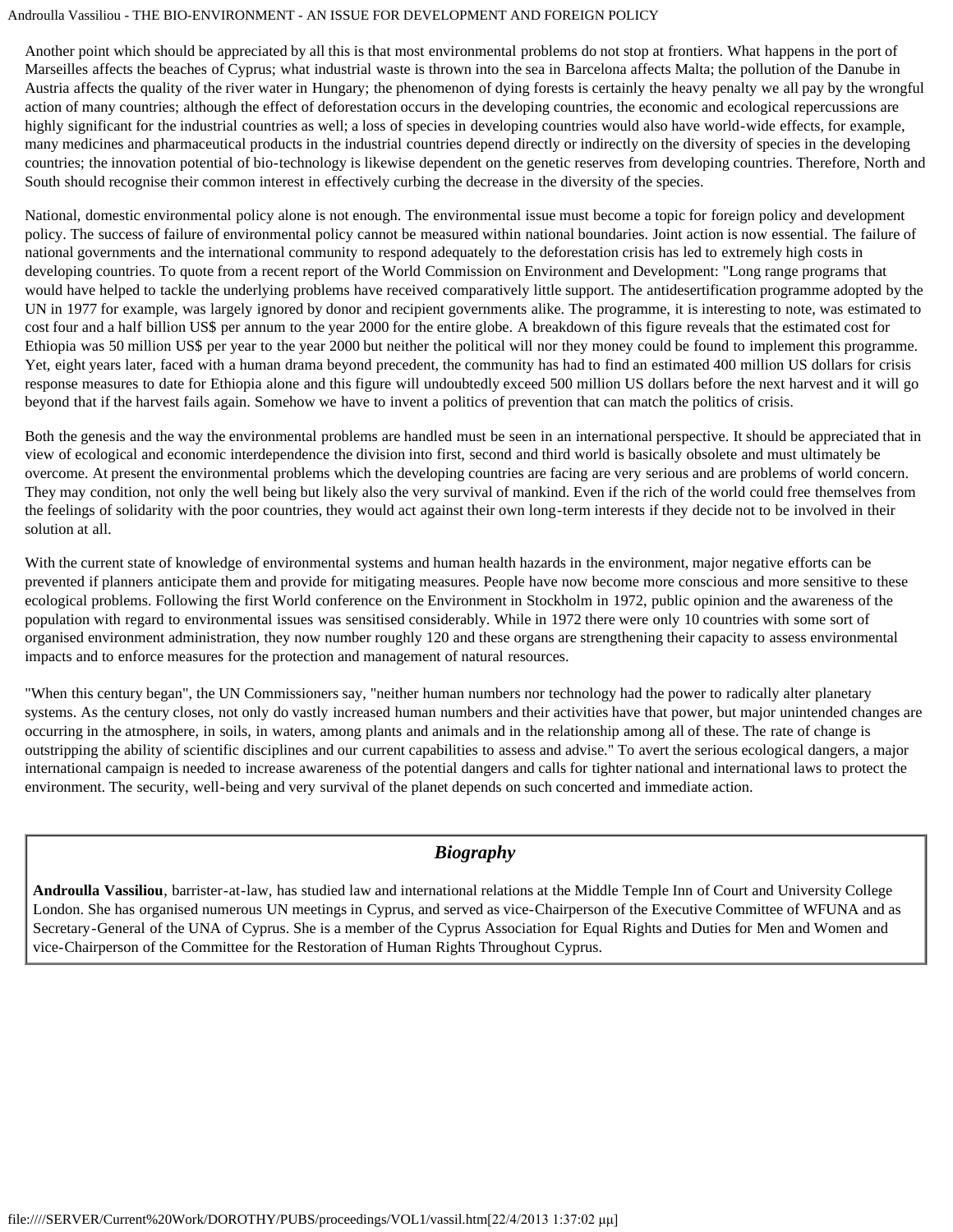Another point which should be appreciated by all this is that most environmental problems do not stop at frontiers. What happens in the port of Marseilles affects the beaches of Cyprus; what industrial waste is thrown into the sea in Barcelona affects Malta; the pollution of the Danube in Austria affects the quality of the river water in Hungary; the phenomenon of dying forests is certainly the heavy penalty we all pay by the wrongful action of many countries; although the effect of deforestation occurs in the developing countries, the economic and ecological repercussions are highly significant for the industrial countries as well; a loss of species in developing countries would also have world-wide effects, for example, many medicines and pharmaceutical products in the industrial countries depend directly or indirectly on the diversity of species in the developing countries; the innovation potential of bio-technology is likewise dependent on the genetic reserves from developing countries. Therefore, North and South should recognise their common interest in effectively curbing the decrease in the diversity of the species.

National, domestic environmental policy alone is not enough. The environmental issue must become a topic for foreign policy and development policy. The success of failure of environmental policy cannot be measured within national boundaries. Joint action is now essential. The failure of national governments and the international community to respond adequately to the deforestation crisis has led to extremely high costs in developing countries. To quote from a recent report of the World Commission on Environment and Development: "Long range programs that would have helped to tackle the underlying problems have received comparatively little support. The antidesertification programme adopted by the UN in 1977 for example, was largely ignored by donor and recipient governments alike. The programme, it is interesting to note, was estimated to cost four and a half billion US$ per annum to the year 2000 for the entire globe. A breakdown of this figure reveals that the estimated cost for Ethiopia was 50 million US$ per year to the year 2000 but neither the political will nor they money could be found to implement this programme. Yet, eight years later, faced with a human drama beyond precedent, the community has had to find an estimated 400 million US dollars for crisis response measures to date for Ethiopia alone and this figure will undoubtedly exceed 500 million US dollars before the next harvest and it will go beyond that if the harvest fails again. Somehow we have to invent a politics of prevention that can match the politics of crisis.

Both the genesis and the way the environmental problems are handled must be seen in an international perspective. It should be appreciated that in view of ecological and economic interdependence the division into first, second and third world is basically obsolete and must ultimately be overcome. At present the environmental problems which the developing countries are facing are very serious and are problems of world concern. They may condition, not only the well being but likely also the very survival of mankind. Even if the rich of the world could free themselves from the feelings of solidarity with the poor countries, they would act against their own long-term interests if they decide not to be involved in their solution at all.

With the current state of knowledge of environmental systems and human health hazards in the environment, major negative efforts can be prevented if planners anticipate them and provide for mitigating measures. People have now become more conscious and more sensitive to these ecological problems. Following the first World conference on the Environment in Stockholm in 1972, public opinion and the awareness of the population with regard to environmental issues was sensitised considerably. While in 1972 there were only 10 countries with some sort of organised environment administration, they now number roughly 120 and these organs are strengthening their capacity to assess environmental impacts and to enforce measures for the protection and management of natural resources.

"When this century began", the UN Commissioners say, "neither human numbers nor technology had the power to radically alter planetary systems. As the century closes, not only do vastly increased human numbers and their activities have that power, but major unintended changes are occurring in the atmosphere, in soils, in waters, among plants and animals and in the relationship among all of these. The rate of change is outstripping the ability of scientific disciplines and our current capabilities to assess and advise." To avert the serious ecological dangers, a major international campaign is needed to increase awareness of the potential dangers and calls for tighter national and international laws to protect the environment. The security, well-being and very survival of the planet depends on such concerted and immediate action.

## *Biography*

**Androulla Vassiliou**, barrister-at-law, has studied law and international relations at the Middle Temple Inn of Court and University College London. She has organised numerous UN meetings in Cyprus, and served as vice-Chairperson of the Executive Committee of WFUNA and as Secretary-General of the UNA of Cyprus. She is a member of the Cyprus Association for Equal Rights and Duties for Men and Women and vice-Chairperson of the Committee for the Restoration of Human Rights Throughout Cyprus.